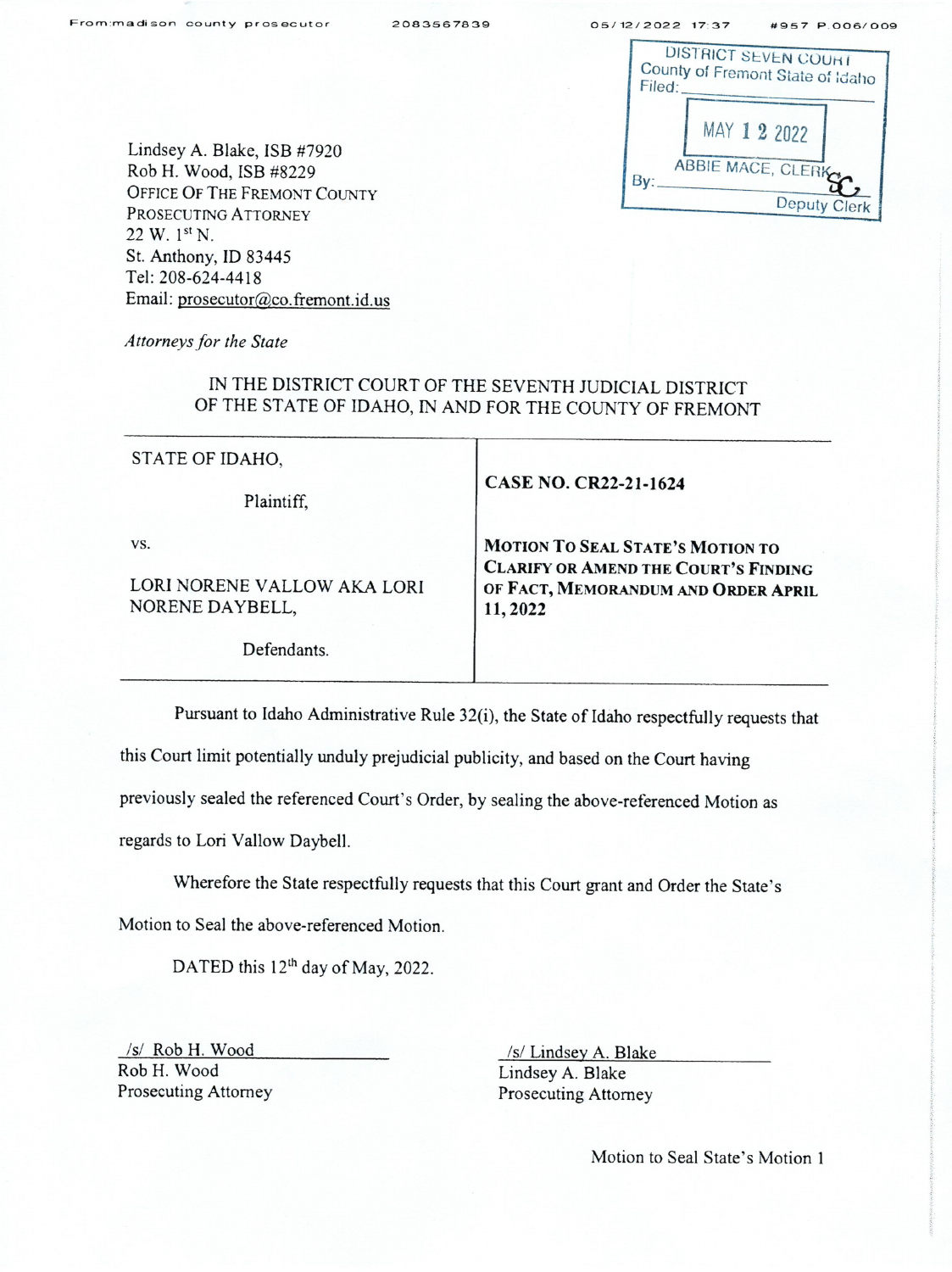DISTRICT SEVEN COURT
County of Fremont State of Idaho
Filed:

MAY 12 2022

ABBIE MACE, CLERK
By: Deputy Clerk

Lindsey A. Blake, ISB #7920
Rob H. Wood, ISB #8229
OFFICE OF THE FREMONT COUNTY PROSECUTING ATTORNEY
22 W. 1st N.
St. Anthony, ID 83445
Tel: 208-624-4418
Email: prosecutor@co.fremont.id.us

*Attorneys for the State*

IN THE DISTRICT COURT OF THE SEVENTH JUDICIAL DISTRICT OF THE STATE OF IDAHO, IN AND FOR THE COUNTY OF FREMONT

| STATE OF IDAHO,<br><br>Plaintiff,<br><br>vs.<br><br>LORI NORENE VALLOW AKA LORI NORENE DAYBELL,<br><br>Defendants. | **CASE NO. CR22-21-1624**<br><br>**MOTION TO SEAL STATE'S MOTION TO CLARIFY OR AMEND THE COURT'S FINDING OF FACT, MEMORANDUM AND ORDER APRIL 11, 2022** |
|---|---|

Pursuant to Idaho Administrative Rule 32(i), the State of Idaho respectfully requests that this Court limit potentially unduly prejudicial publicity, and based on the Court having previously sealed the referenced Court's Order, by sealing the above-referenced Motion as regards to Lori Vallow Daybell.

Wherefore the State respectfully requests that this Court grant and Order the State's Motion to Seal the above-referenced Motion.

DATED this 12th day of May, 2022.

/s/ Rob H. Wood
Rob H. Wood
Prosecuting Attorney

/s/ Lindsey A. Blake
Lindsey A. Blake
Prosecuting Attorney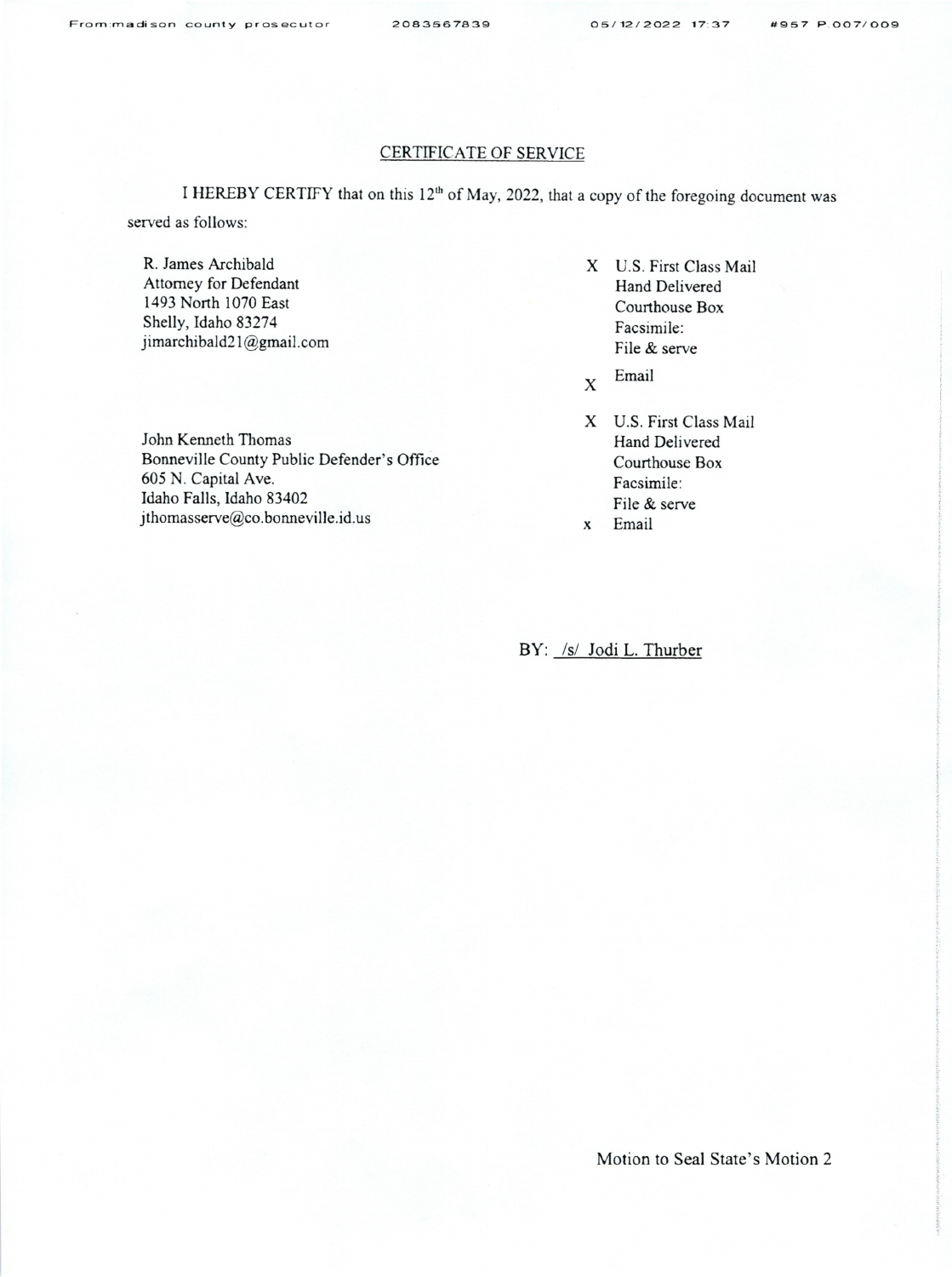## CERTIFICATE OF SERVICE

I HEREBY CERTIFY that on this 12th of May, 2022, that a copy of the foregoing document was served as follows:

| | |
|---|---|
| R. James Archibald<br>Attorney for Defendant<br>1493 North 1070 East<br>Shelly, Idaho 83274<br>jimarchibald21@gmail.com | X U.S. First Class Mail<br>Hand Delivered<br>Courthouse Box<br>Facsimile:<br>File & serve<br>X Email |
| John Kenneth Thomas<br>Bonneville County Public Defender's Office<br>605 N. Capital Ave.<br>Idaho Falls, Idaho 83402<br>jthomasserve@co.bonneville.id.us | X U.S. First Class Mail<br>Hand Delivered<br>Courthouse Box<br>Facsimile:<br>File & serve<br>x Email |

BY: /s/ Jodi L. Thurber

Motion to Seal State's Motion 2